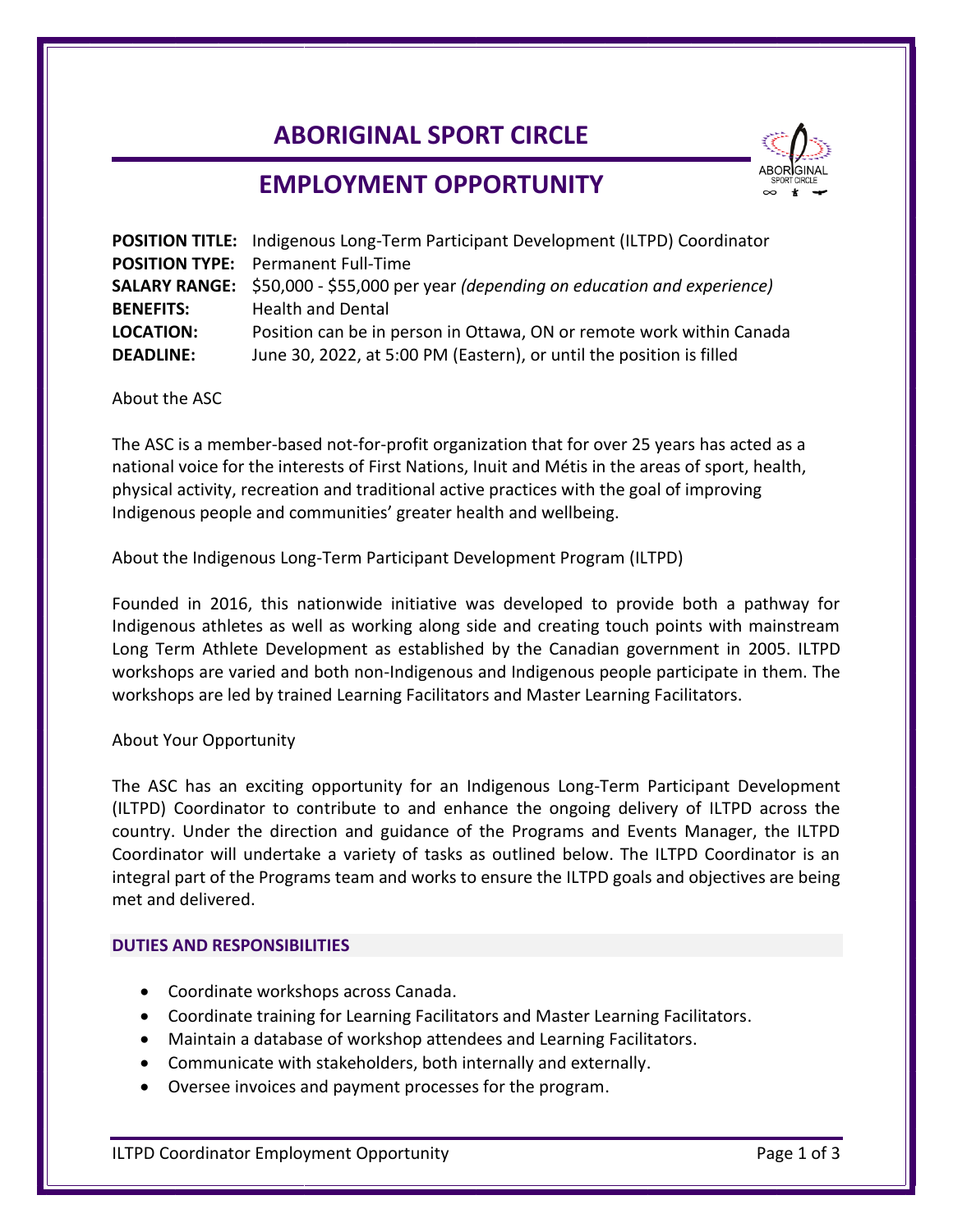# ABORIGINAL SPORT CIRCLE

## EMPLOYMENT OPPORTUNITY

**POSITION TITLE:** Indigenous Long-Term Participant Development (ILTPD) Coordinator
**POSITION TYPE:** Permanent Full-Time
**SALARY RANGE:** $50,000 - $55,000 per year *(depending on education and experience)*
**BENEFITS:** Health and Dental
**LOCATION:** Position can be in person in Ottawa, ON or remote work within Canada
**DEADLINE:** June 30, 2022, at 5:00 PM (Eastern), or until the position is filled

About the ASC

The ASC is a member-based not-for-profit organization that for over 25 years has acted as a national voice for the interests of First Nations, Inuit and Métis in the areas of sport, health, physical activity, recreation and traditional active practices with the goal of improving Indigenous people and communities' greater health and wellbeing.

About the Indigenous Long-Term Participant Development Program (ILTPD)

Founded in 2016, this nationwide initiative was developed to provide both a pathway for Indigenous athletes as well as working along side and creating touch points with mainstream Long Term Athlete Development as established by the Canadian government in 2005. ILTPD workshops are varied and both non-Indigenous and Indigenous people participate in them. The workshops are led by trained Learning Facilitators and Master Learning Facilitators.

About Your Opportunity

The ASC has an exciting opportunity for an Indigenous Long-Term Participant Development (ILTPD) Coordinator to contribute to and enhance the ongoing delivery of ILTPD across the country. Under the direction and guidance of the Programs and Events Manager, the ILTPD Coordinator will undertake a variety of tasks as outlined below. The ILTPD Coordinator is an integral part of the Programs team and works to ensure the ILTPD goals and objectives are being met and delivered.

### DUTIES AND RESPONSIBILITIES

- Coordinate workshops across Canada.
- Coordinate training for Learning Facilitators and Master Learning Facilitators.
- Maintain a database of workshop attendees and Learning Facilitators.
- Communicate with stakeholders, both internally and externally.
- Oversee invoices and payment processes for the program.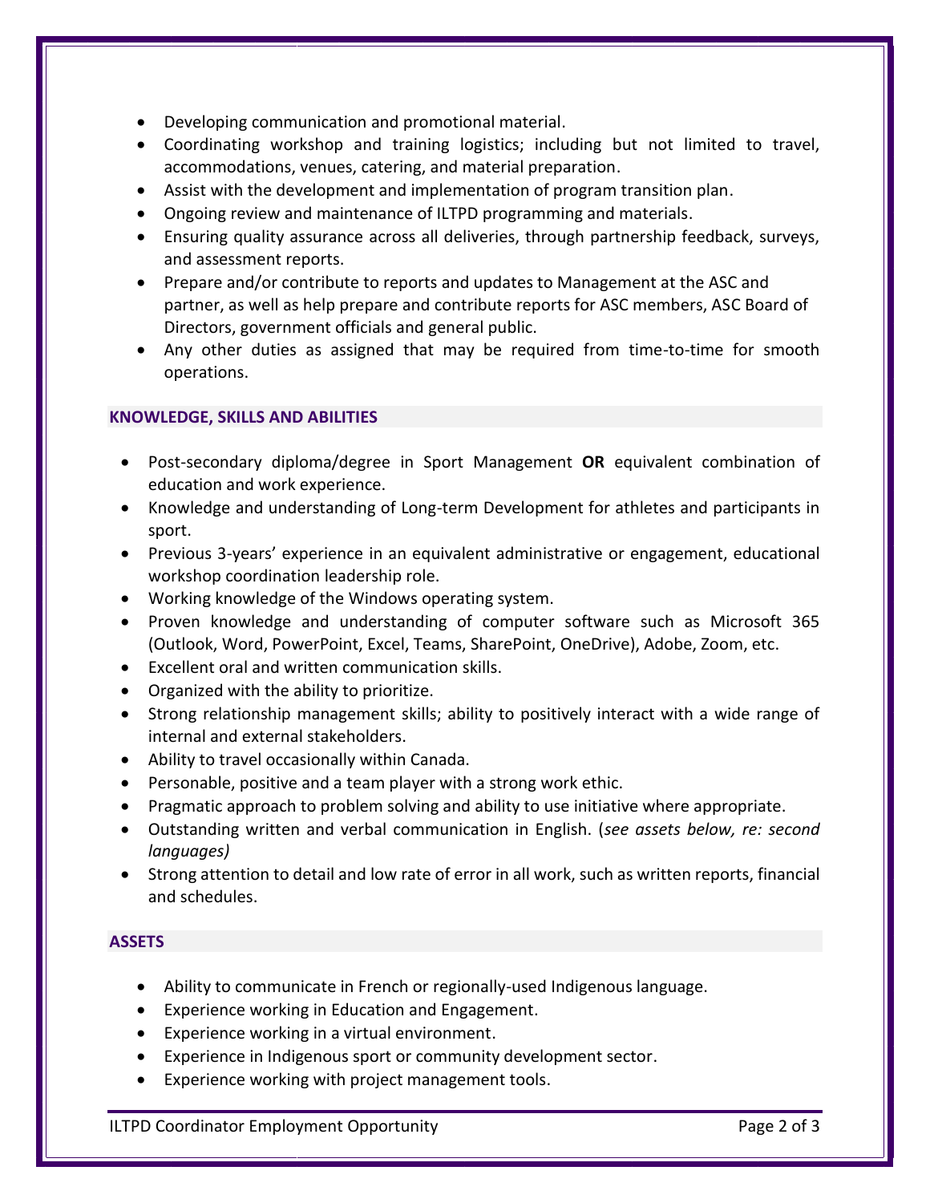- Developing communication and promotional material.
- Coordinating workshop and training logistics; including but not limited to travel, accommodations, venues, catering, and material preparation.
- Assist with the development and implementation of program transition plan.
- Ongoing review and maintenance of ILTPD programming and materials.
- Ensuring quality assurance across all deliveries, through partnership feedback, surveys, and assessment reports.
- Prepare and/or contribute to reports and updates to Management at the ASC and partner, as well as help prepare and contribute reports for ASC members, ASC Board of Directors, government officials and general public.
- Any other duties as assigned that may be required from time-to-time for smooth operations.

## KNOWLEDGE, SKILLS AND ABILITIES

- Post-secondary diploma/degree in Sport Management **OR** equivalent combination of education and work experience.
- Knowledge and understanding of Long-term Development for athletes and participants in sport.
- Previous 3-years' experience in an equivalent administrative or engagement, educational workshop coordination leadership role.
- Working knowledge of the Windows operating system.
- Proven knowledge and understanding of computer software such as Microsoft 365 (Outlook, Word, PowerPoint, Excel, Teams, SharePoint, OneDrive), Adobe, Zoom, etc.
- Excellent oral and written communication skills.
- Organized with the ability to prioritize.
- Strong relationship management skills; ability to positively interact with a wide range of internal and external stakeholders.
- Ability to travel occasionally within Canada.
- Personable, positive and a team player with a strong work ethic.
- Pragmatic approach to problem solving and ability to use initiative where appropriate.
- Outstanding written and verbal communication in English. (*see assets below, re: second languages)*
- Strong attention to detail and low rate of error in all work, such as written reports, financial and schedules.

## ASSETS

- Ability to communicate in French or regionally-used Indigenous language.
- Experience working in Education and Engagement.
- Experience working in a virtual environment.
- Experience in Indigenous sport or community development sector.
- Experience working with project management tools.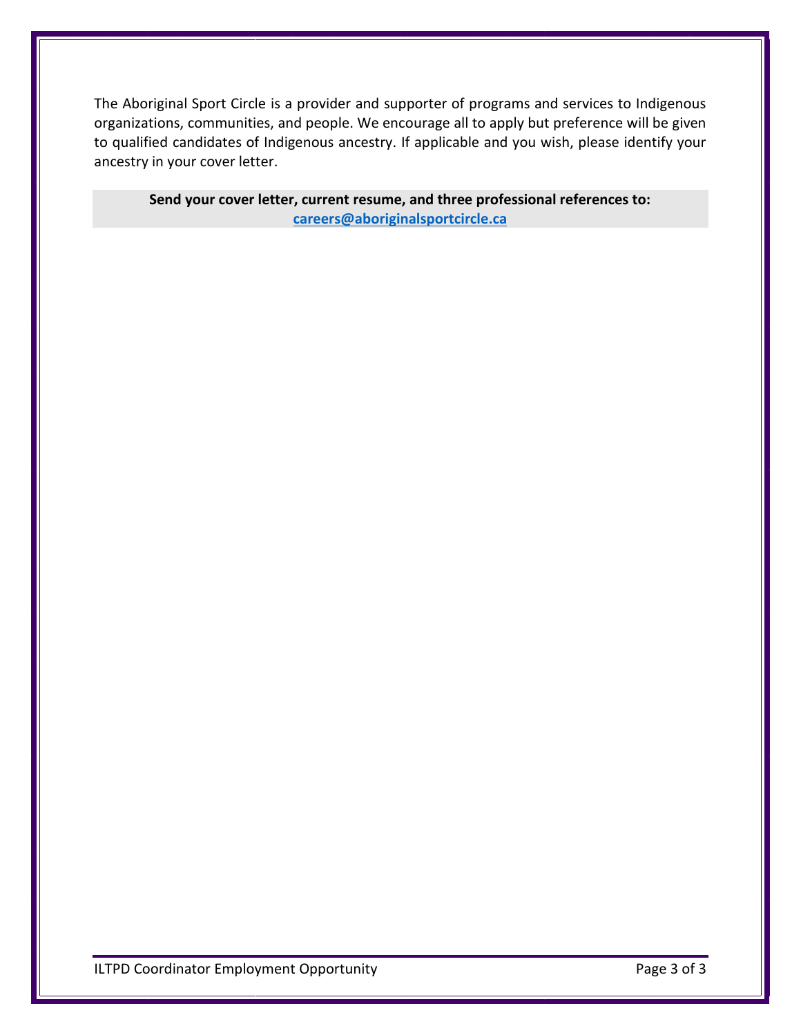The Aboriginal Sport Circle is a provider and supporter of programs and services to Indigenous organizations, communities, and people. We encourage all to apply but preference will be given to qualified candidates of Indigenous ancestry. If applicable and you wish, please identify your ancestry in your cover letter.

**Send your cover letter, current resume, and three professional references to:**
**careers@aboriginalsportcircle.ca**